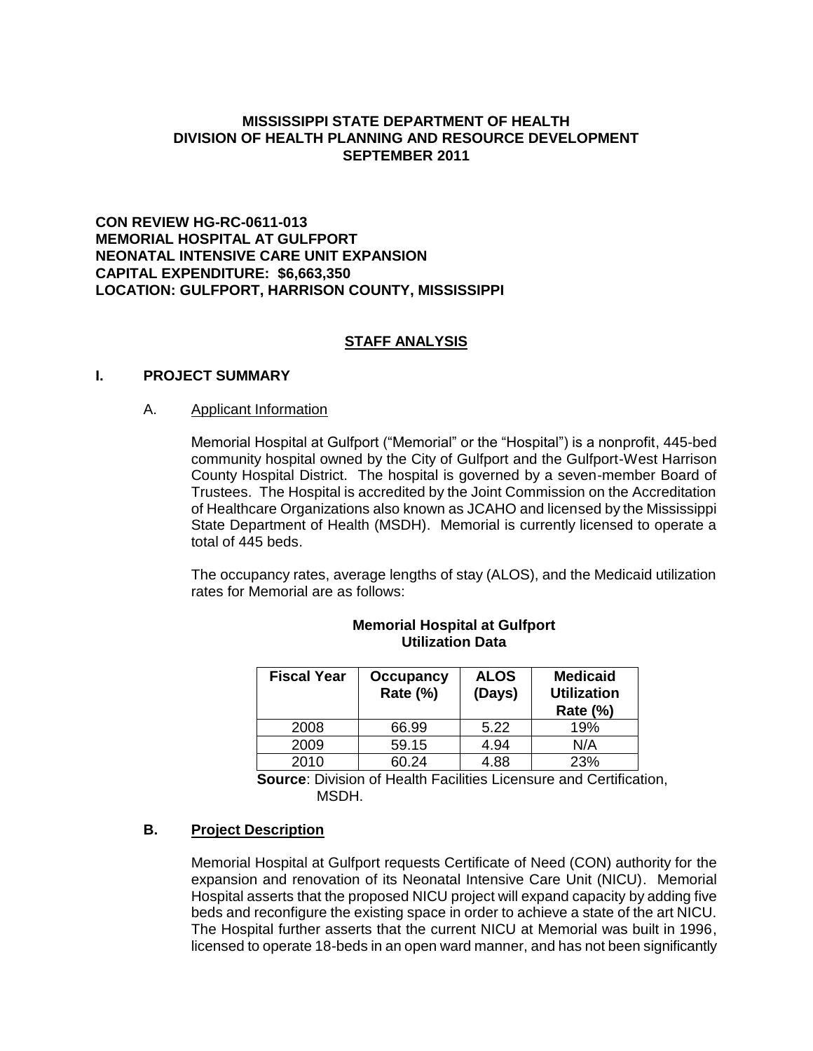**MISSISSIPPI STATE DEPARTMENT OF HEALTH**
**DIVISION OF HEALTH PLANNING AND RESOURCE DEVELOPMENT**
**SEPTEMBER 2011**

**CON REVIEW HG-RC-0611-013**
**MEMORIAL HOSPITAL AT GULFPORT**
**NEONATAL INTENSIVE CARE UNIT EXPANSION**
**CAPITAL EXPENDITURE: $6,663,350**
**LOCATION: GULFPORT, HARRISON COUNTY, MISSISSIPPI**

## STAFF ANALYSIS

## I. PROJECT SUMMARY

### A. Applicant Information

Memorial Hospital at Gulfport ("Memorial" or the "Hospital") is a nonprofit, 445-bed community hospital owned by the City of Gulfport and the Gulfport-West Harrison County Hospital District. The hospital is governed by a seven-member Board of Trustees. The Hospital is accredited by the Joint Commission on the Accreditation of Healthcare Organizations also known as JCAHO and licensed by the Mississippi State Department of Health (MSDH). Memorial is currently licensed to operate a total of 445 beds.

The occupancy rates, average lengths of stay (ALOS), and the Medicaid utilization rates for Memorial are as follows:

**Memorial Hospital at Gulfport**
**Utilization Data**

| Fiscal Year | Occupancy Rate (%) | ALOS (Days) | Medicaid Utilization Rate (%) |
|---|---|---|---|
| 2008 | 66.99 | 5.22 | 19% |
| 2009 | 59.15 | 4.94 | N/A |
| 2010 | 60.24 | 4.88 | 23% |

**Source**: Division of Health Facilities Licensure and Certification, MSDH.

### B. Project Description

Memorial Hospital at Gulfport requests Certificate of Need (CON) authority for the expansion and renovation of its Neonatal Intensive Care Unit (NICU). Memorial Hospital asserts that the proposed NICU project will expand capacity by adding five beds and reconfigure the existing space in order to achieve a state of the art NICU. The Hospital further asserts that the current NICU at Memorial was built in 1996, licensed to operate 18-beds in an open ward manner, and has not been significantly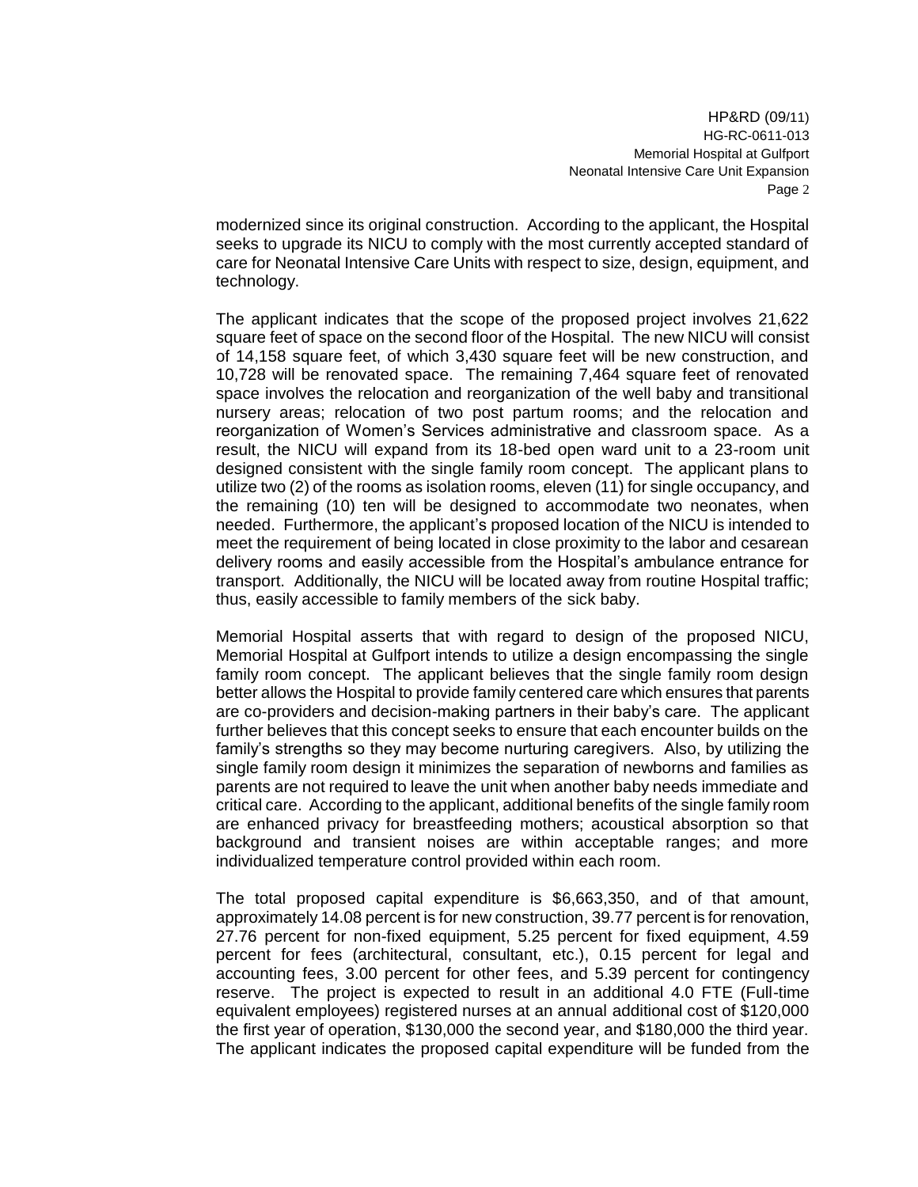modernized since its original construction. According to the applicant, the Hospital seeks to upgrade its NICU to comply with the most currently accepted standard of care for Neonatal Intensive Care Units with respect to size, design, equipment, and technology.

The applicant indicates that the scope of the proposed project involves 21,622 square feet of space on the second floor of the Hospital. The new NICU will consist of 14,158 square feet, of which 3,430 square feet will be new construction, and 10,728 will be renovated space. The remaining 7,464 square feet of renovated space involves the relocation and reorganization of the well baby and transitional nursery areas; relocation of two post partum rooms; and the relocation and reorganization of Women's Services administrative and classroom space. As a result, the NICU will expand from its 18-bed open ward unit to a 23-room unit designed consistent with the single family room concept. The applicant plans to utilize two (2) of the rooms as isolation rooms, eleven (11) for single occupancy, and the remaining (10) ten will be designed to accommodate two neonates, when needed. Furthermore, the applicant's proposed location of the NICU is intended to meet the requirement of being located in close proximity to the labor and cesarean delivery rooms and easily accessible from the Hospital's ambulance entrance for transport. Additionally, the NICU will be located away from routine Hospital traffic; thus, easily accessible to family members of the sick baby.

Memorial Hospital asserts that with regard to design of the proposed NICU, Memorial Hospital at Gulfport intends to utilize a design encompassing the single family room concept. The applicant believes that the single family room design better allows the Hospital to provide family centered care which ensures that parents are co-providers and decision-making partners in their baby's care. The applicant further believes that this concept seeks to ensure that each encounter builds on the family's strengths so they may become nurturing caregivers. Also, by utilizing the single family room design it minimizes the separation of newborns and families as parents are not required to leave the unit when another baby needs immediate and critical care. According to the applicant, additional benefits of the single family room are enhanced privacy for breastfeeding mothers; acoustical absorption so that background and transient noises are within acceptable ranges; and more individualized temperature control provided within each room.

The total proposed capital expenditure is $6,663,350, and of that amount, approximately 14.08 percent is for new construction, 39.77 percent is for renovation, 27.76 percent for non-fixed equipment, 5.25 percent for fixed equipment, 4.59 percent for fees (architectural, consultant, etc.), 0.15 percent for legal and accounting fees, 3.00 percent for other fees, and 5.39 percent for contingency reserve. The project is expected to result in an additional 4.0 FTE (Full-time equivalent employees) registered nurses at an annual additional cost of $120,000 the first year of operation, $130,000 the second year, and $180,000 the third year. The applicant indicates the proposed capital expenditure will be funded from the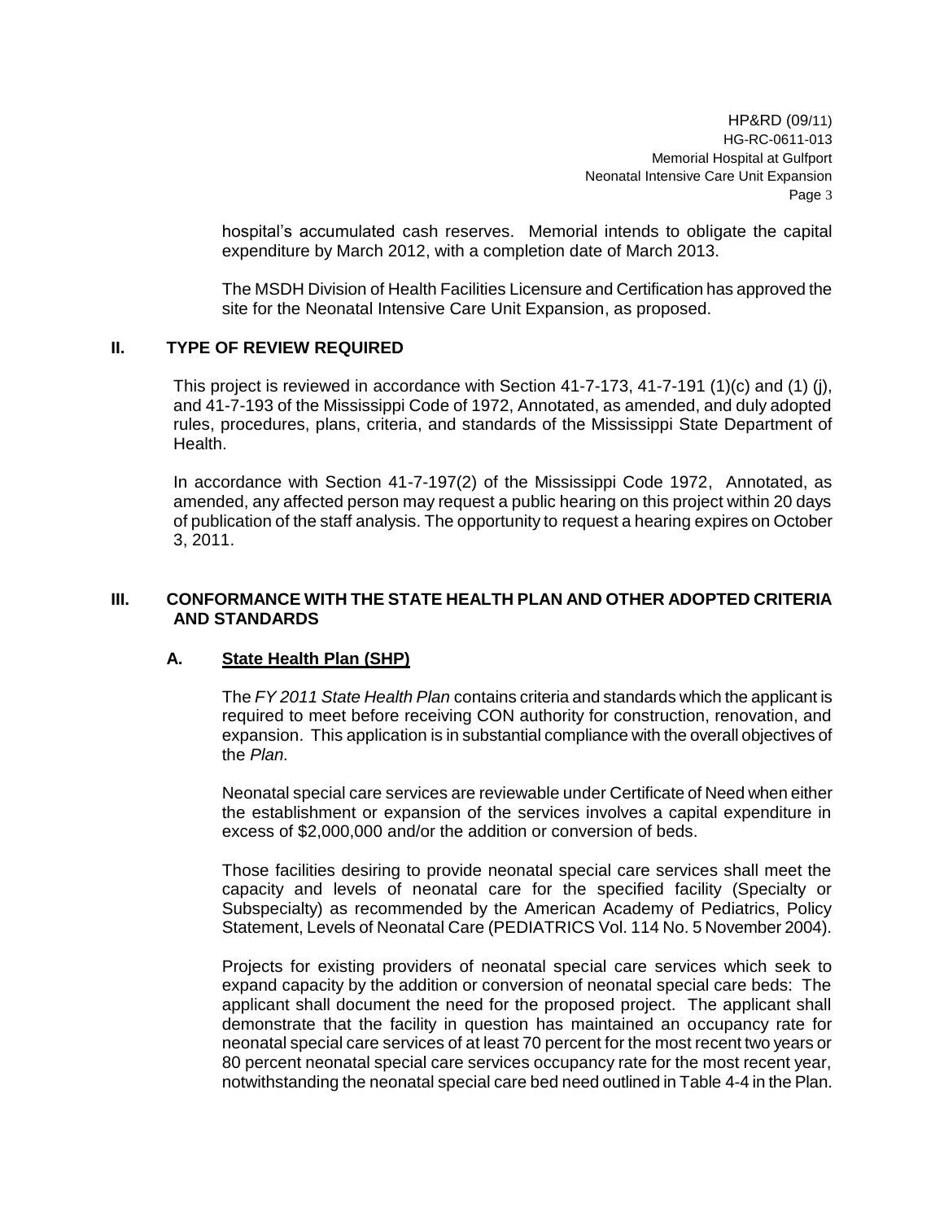hospital's accumulated cash reserves. Memorial intends to obligate the capital expenditure by March 2012, with a completion date of March 2013.

The MSDH Division of Health Facilities Licensure and Certification has approved the site for the Neonatal Intensive Care Unit Expansion, as proposed.

## II. TYPE OF REVIEW REQUIRED

This project is reviewed in accordance with Section 41-7-173, 41-7-191 (1)(c) and (1) (j), and 41-7-193 of the Mississippi Code of 1972, Annotated, as amended, and duly adopted rules, procedures, plans, criteria, and standards of the Mississippi State Department of Health.

In accordance with Section 41-7-197(2) of the Mississippi Code 1972, Annotated, as amended, any affected person may request a public hearing on this project within 20 days of publication of the staff analysis. The opportunity to request a hearing expires on October 3, 2011.

## III. CONFORMANCE WITH THE STATE HEALTH PLAN AND OTHER ADOPTED CRITERIA AND STANDARDS

### A. State Health Plan (SHP)

The *FY 2011 State Health Plan* contains criteria and standards which the applicant is required to meet before receiving CON authority for construction, renovation, and expansion. This application is in substantial compliance with the overall objectives of the *Plan.*

Neonatal special care services are reviewable under Certificate of Need when either the establishment or expansion of the services involves a capital expenditure in excess of $2,000,000 and/or the addition or conversion of beds.

Those facilities desiring to provide neonatal special care services shall meet the capacity and levels of neonatal care for the specified facility (Specialty or Subspecialty) as recommended by the American Academy of Pediatrics, Policy Statement, Levels of Neonatal Care (PEDIATRICS Vol. 114 No. 5 November 2004).

Projects for existing providers of neonatal special care services which seek to expand capacity by the addition or conversion of neonatal special care beds: The applicant shall document the need for the proposed project. The applicant shall demonstrate that the facility in question has maintained an occupancy rate for neonatal special care services of at least 70 percent for the most recent two years or 80 percent neonatal special care services occupancy rate for the most recent year, notwithstanding the neonatal special care bed need outlined in Table 4-4 in the Plan.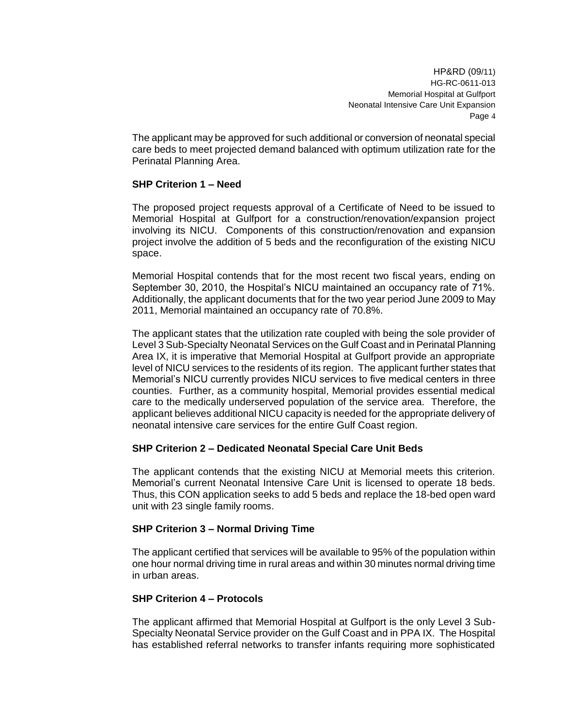The applicant may be approved for such additional or conversion of neonatal special care beds to meet projected demand balanced with optimum utilization rate for the Perinatal Planning Area.

**SHP Criterion 1 – Need**

The proposed project requests approval of a Certificate of Need to be issued to Memorial Hospital at Gulfport for a construction/renovation/expansion project involving its NICU. Components of this construction/renovation and expansion project involve the addition of 5 beds and the reconfiguration of the existing NICU space.

Memorial Hospital contends that for the most recent two fiscal years, ending on September 30, 2010, the Hospital's NICU maintained an occupancy rate of 71%. Additionally, the applicant documents that for the two year period June 2009 to May 2011, Memorial maintained an occupancy rate of 70.8%.

The applicant states that the utilization rate coupled with being the sole provider of Level 3 Sub-Specialty Neonatal Services on the Gulf Coast and in Perinatal Planning Area IX, it is imperative that Memorial Hospital at Gulfport provide an appropriate level of NICU services to the residents of its region. The applicant further states that Memorial's NICU currently provides NICU services to five medical centers in three counties. Further, as a community hospital, Memorial provides essential medical care to the medically underserved population of the service area. Therefore, the applicant believes additional NICU capacity is needed for the appropriate delivery of neonatal intensive care services for the entire Gulf Coast region.

**SHP Criterion 2 – Dedicated Neonatal Special Care Unit Beds**

The applicant contends that the existing NICU at Memorial meets this criterion. Memorial's current Neonatal Intensive Care Unit is licensed to operate 18 beds. Thus, this CON application seeks to add 5 beds and replace the 18-bed open ward unit with 23 single family rooms.

**SHP Criterion 3 – Normal Driving Time**

The applicant certified that services will be available to 95% of the population within one hour normal driving time in rural areas and within 30 minutes normal driving time in urban areas.

**SHP Criterion 4 – Protocols**

The applicant affirmed that Memorial Hospital at Gulfport is the only Level 3 Sub-Specialty Neonatal Service provider on the Gulf Coast and in PPA IX. The Hospital has established referral networks to transfer infants requiring more sophisticated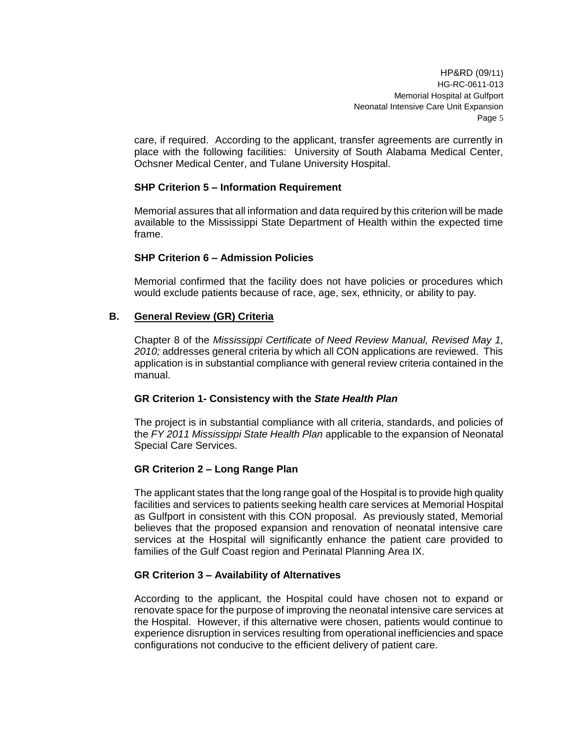care, if required. According to the applicant, transfer agreements are currently in place with the following facilities: University of South Alabama Medical Center, Ochsner Medical Center, and Tulane University Hospital.

**SHP Criterion 5 – Information Requirement**

Memorial assures that all information and data required by this criterion will be made available to the Mississippi State Department of Health within the expected time frame.

**SHP Criterion 6 – Admission Policies**

Memorial confirmed that the facility does not have policies or procedures which would exclude patients because of race, age, sex, ethnicity, or ability to pay.

## B. General Review (GR) Criteria

Chapter 8 of the *Mississippi Certificate of Need Review Manual, Revised May 1, 2010;* addresses general criteria by which all CON applications are reviewed. This application is in substantial compliance with general review criteria contained in the manual.

**GR Criterion 1- Consistency with the *State Health Plan***

The project is in substantial compliance with all criteria, standards, and policies of the *FY 2011 Mississippi State Health Plan* applicable to the expansion of Neonatal Special Care Services.

**GR Criterion 2 – Long Range Plan**

The applicant states that the long range goal of the Hospital is to provide high quality facilities and services to patients seeking health care services at Memorial Hospital as Gulfport in consistent with this CON proposal. As previously stated, Memorial believes that the proposed expansion and renovation of neonatal intensive care services at the Hospital will significantly enhance the patient care provided to families of the Gulf Coast region and Perinatal Planning Area IX.

**GR Criterion 3 – Availability of Alternatives**

According to the applicant, the Hospital could have chosen not to expand or renovate space for the purpose of improving the neonatal intensive care services at the Hospital. However, if this alternative were chosen, patients would continue to experience disruption in services resulting from operational inefficiencies and space configurations not conducive to the efficient delivery of patient care.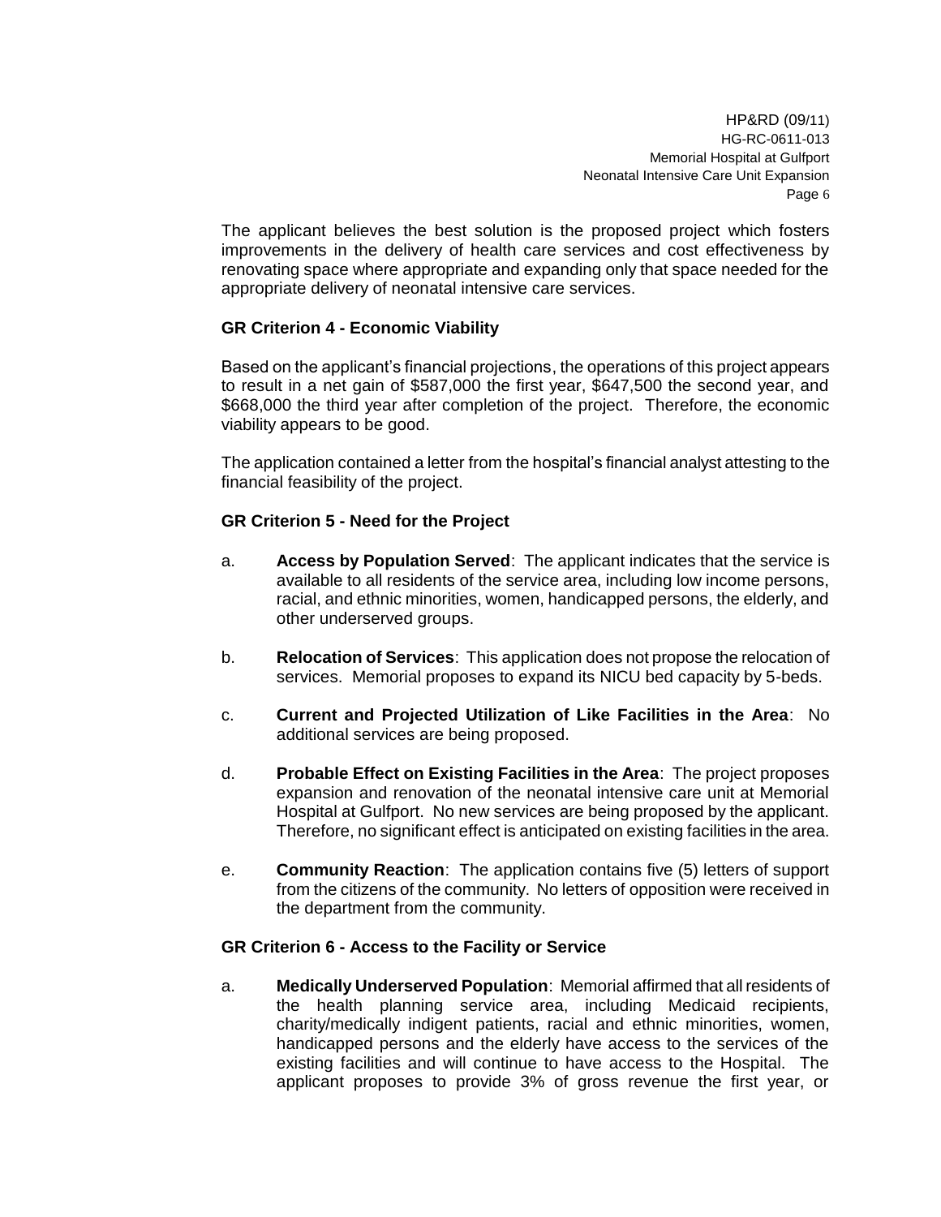The applicant believes the best solution is the proposed project which fosters improvements in the delivery of health care services and cost effectiveness by renovating space where appropriate and expanding only that space needed for the appropriate delivery of neonatal intensive care services.

**GR Criterion 4 - Economic Viability**

Based on the applicant's financial projections, the operations of this project appears to result in a net gain of $587,000 the first year, $647,500 the second year, and $668,000 the third year after completion of the project. Therefore, the economic viability appears to be good.

The application contained a letter from the hospital's financial analyst attesting to the financial feasibility of the project.

**GR Criterion 5 - Need for the Project**

a. **Access by Population Served**: The applicant indicates that the service is available to all residents of the service area, including low income persons, racial, and ethnic minorities, women, handicapped persons, the elderly, and other underserved groups.

b. **Relocation of Services**: This application does not propose the relocation of services. Memorial proposes to expand its NICU bed capacity by 5-beds.

c. **Current and Projected Utilization of Like Facilities in the Area**: No additional services are being proposed.

d. **Probable Effect on Existing Facilities in the Area**: The project proposes expansion and renovation of the neonatal intensive care unit at Memorial Hospital at Gulfport. No new services are being proposed by the applicant. Therefore, no significant effect is anticipated on existing facilities in the area.

e. **Community Reaction**: The application contains five (5) letters of support from the citizens of the community. No letters of opposition were received in the department from the community.

**GR Criterion 6 - Access to the Facility or Service**

a. **Medically Underserved Population**: Memorial affirmed that all residents of the health planning service area, including Medicaid recipients, charity/medically indigent patients, racial and ethnic minorities, women, handicapped persons and the elderly have access to the services of the existing facilities and will continue to have access to the Hospital. The applicant proposes to provide 3% of gross revenue the first year, or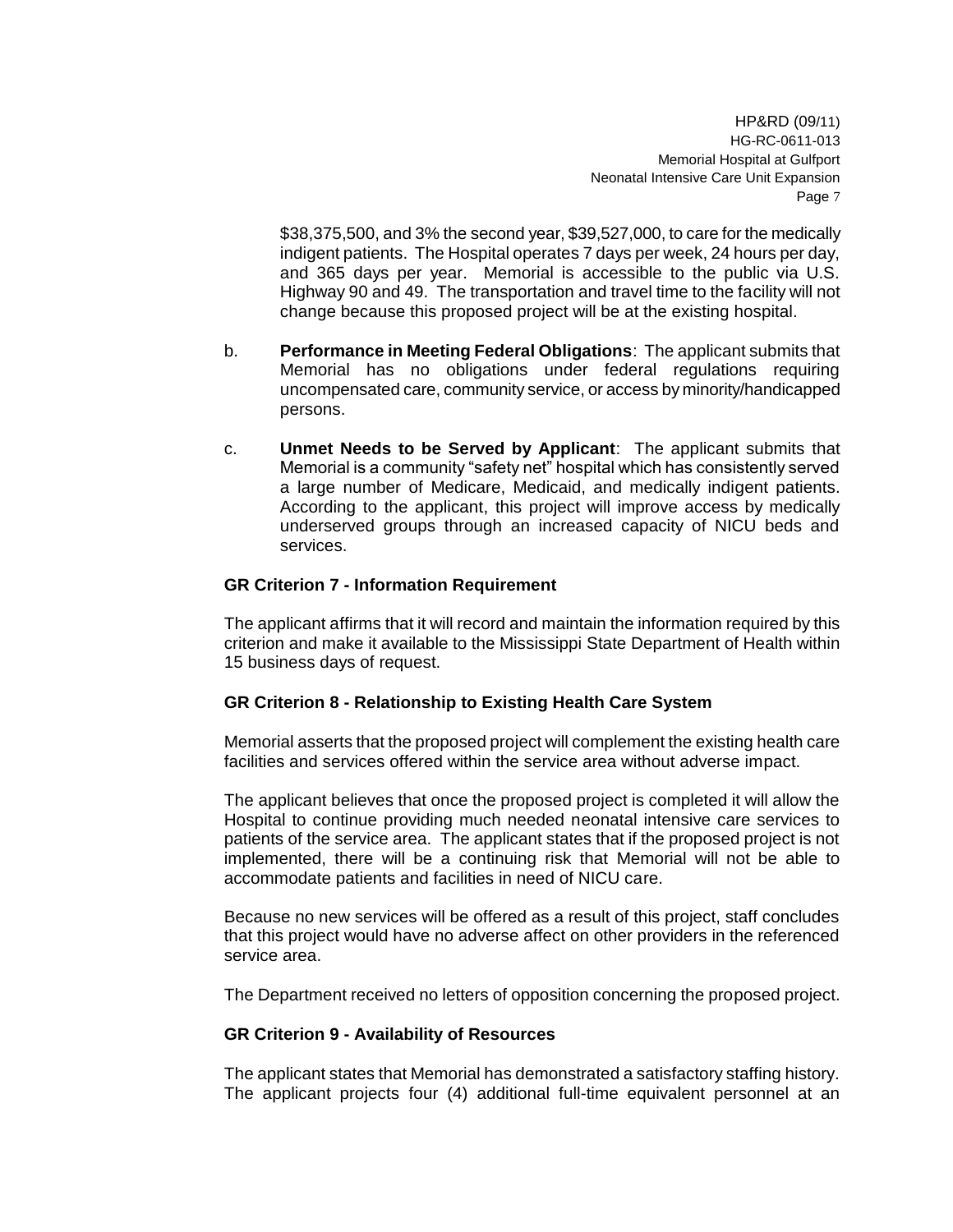$38,375,500, and 3% the second year, $39,527,000, to care for the medically indigent patients. The Hospital operates 7 days per week, 24 hours per day, and 365 days per year. Memorial is accessible to the public via U.S. Highway 90 and 49. The transportation and travel time to the facility will not change because this proposed project will be at the existing hospital.

b. **Performance in Meeting Federal Obligations**: The applicant submits that Memorial has no obligations under federal regulations requiring uncompensated care, community service, or access by minority/handicapped persons.

c. **Unmet Needs to be Served by Applicant**: The applicant submits that Memorial is a community "safety net" hospital which has consistently served a large number of Medicare, Medicaid, and medically indigent patients. According to the applicant, this project will improve access by medically underserved groups through an increased capacity of NICU beds and services.

**GR Criterion 7 - Information Requirement**

The applicant affirms that it will record and maintain the information required by this criterion and make it available to the Mississippi State Department of Health within 15 business days of request.

**GR Criterion 8 - Relationship to Existing Health Care System**

Memorial asserts that the proposed project will complement the existing health care facilities and services offered within the service area without adverse impact.

The applicant believes that once the proposed project is completed it will allow the Hospital to continue providing much needed neonatal intensive care services to patients of the service area. The applicant states that if the proposed project is not implemented, there will be a continuing risk that Memorial will not be able to accommodate patients and facilities in need of NICU care.

Because no new services will be offered as a result of this project, staff concludes that this project would have no adverse affect on other providers in the referenced service area.

The Department received no letters of opposition concerning the proposed project.

**GR Criterion 9 - Availability of Resources**

The applicant states that Memorial has demonstrated a satisfactory staffing history. The applicant projects four (4) additional full-time equivalent personnel at an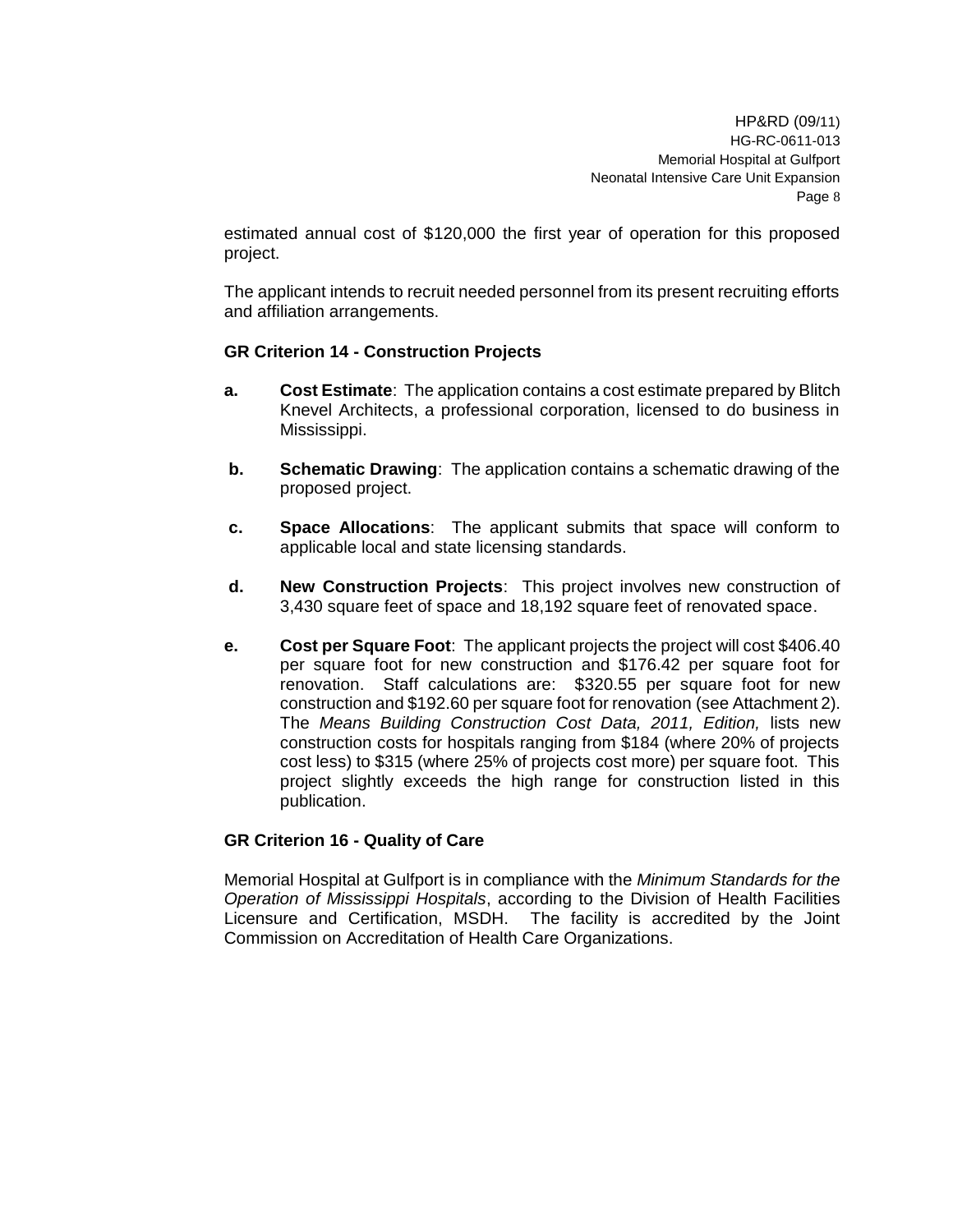estimated annual cost of $120,000 the first year of operation for this proposed project.

The applicant intends to recruit needed personnel from its present recruiting efforts and affiliation arrangements.

### GR Criterion 14 - Construction Projects

**a.** **Cost Estimate**: The application contains a cost estimate prepared by Blitch Knevel Architects, a professional corporation, licensed to do business in Mississippi.

**b.** **Schematic Drawing**: The application contains a schematic drawing of the proposed project.

**c.** **Space Allocations**: The applicant submits that space will conform to applicable local and state licensing standards.

**d.** **New Construction Projects**: This project involves new construction of 3,430 square feet of space and 18,192 square feet of renovated space.

**e.** **Cost per Square Foot**: The applicant projects the project will cost $406.40 per square foot for new construction and $176.42 per square foot for renovation. Staff calculations are: $320.55 per square foot for new construction and $192.60 per square foot for renovation (see Attachment 2). The *Means Building Construction Cost Data, 2011, Edition,* lists new construction costs for hospitals ranging from $184 (where 20% of projects cost less) to $315 (where 25% of projects cost more) per square foot. This project slightly exceeds the high range for construction listed in this publication.

### GR Criterion 16 - Quality of Care

Memorial Hospital at Gulfport is in compliance with the *Minimum Standards for the Operation of Mississippi Hospitals*, according to the Division of Health Facilities Licensure and Certification, MSDH. The facility is accredited by the Joint Commission on Accreditation of Health Care Organizations.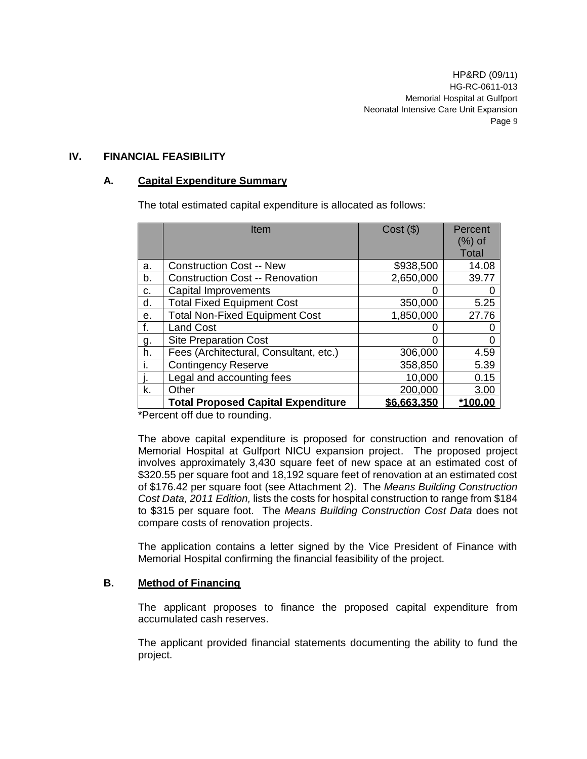## IV. FINANCIAL FEASIBILITY

### A. Capital Expenditure Summary

The total estimated capital expenditure is allocated as follows:

| | Item | Cost ($) | Percent (%) of Total |
|---|---|---|---|
| a. | Construction Cost -- New | $938,500 | 14.08 |
| b. | Construction Cost -- Renovation | 2,650,000 | 39.77 |
| c. | Capital Improvements | 0 | 0 |
| d. | Total Fixed Equipment Cost | 350,000 | 5.25 |
| e. | Total Non-Fixed Equipment Cost | 1,850,000 | 27.76 |
| f. | Land Cost | 0 | 0 |
| g. | Site Preparation Cost | 0 | 0 |
| h. | Fees (Architectural, Consultant, etc.) | 306,000 | 4.59 |
| i. | Contingency Reserve | 358,850 | 5.39 |
| j. | Legal and accounting fees | 10,000 | 0.15 |
| k. | Other | 200,000 | 3.00 |
| | **Total Proposed Capital Expenditure** | **$6,663,350** | ***100.00** |

*Percent off due to rounding.

The above capital expenditure is proposed for construction and renovation of Memorial Hospital at Gulfport NICU expansion project. The proposed project involves approximately 3,430 square feet of new space at an estimated cost of $320.55 per square foot and 18,192 square feet of renovation at an estimated cost of $176.42 per square foot (see Attachment 2). The *Means Building Construction Cost Data, 2011 Edition,* lists the costs for hospital construction to range from $184 to $315 per square foot. The *Means Building Construction Cost Data* does not compare costs of renovation projects.

The application contains a letter signed by the Vice President of Finance with Memorial Hospital confirming the financial feasibility of the project.

### B. Method of Financing

The applicant proposes to finance the proposed capital expenditure from accumulated cash reserves.

The applicant provided financial statements documenting the ability to fund the project.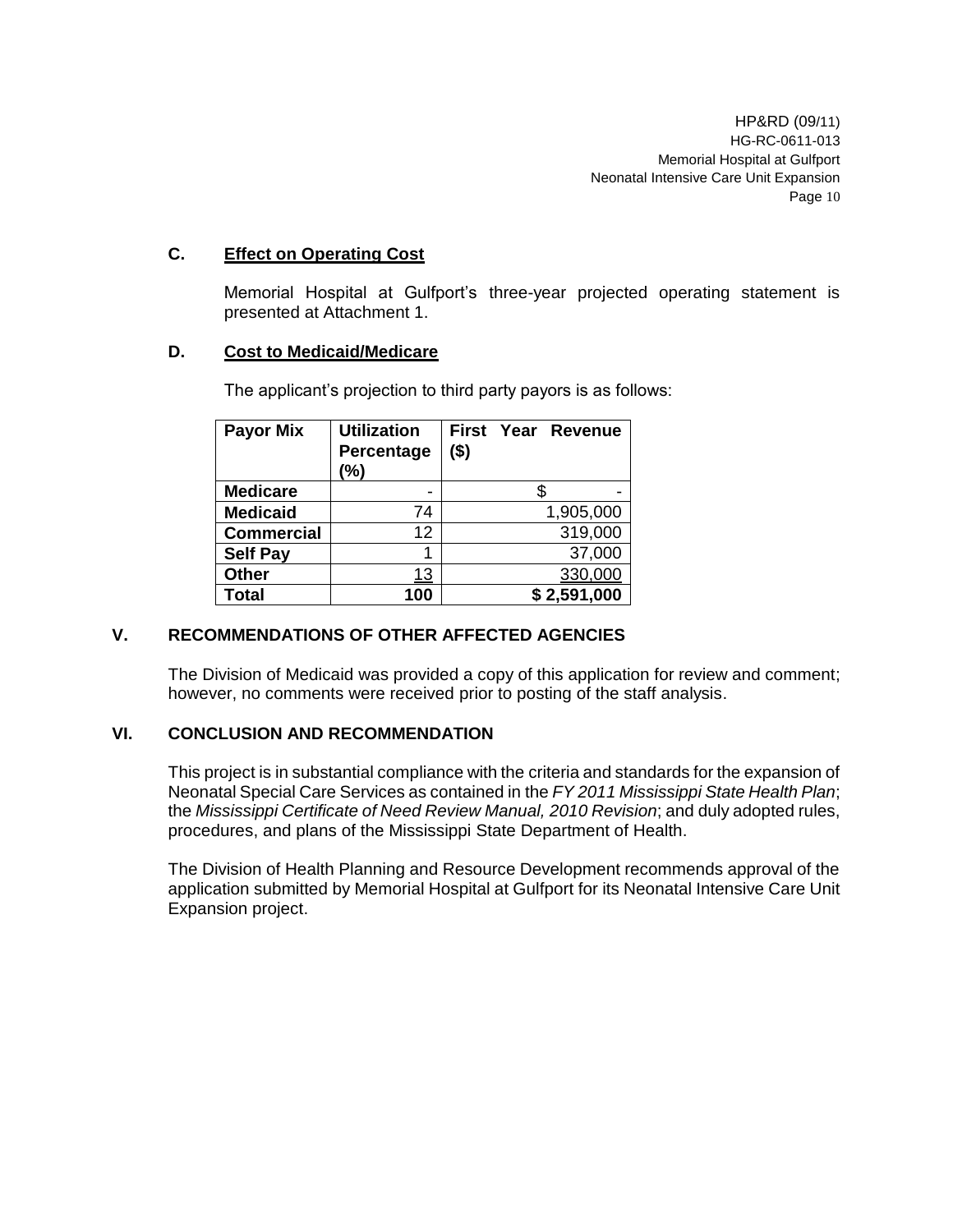### C. Effect on Operating Cost

Memorial Hospital at Gulfport's three-year projected operating statement is presented at Attachment 1.

### D. Cost to Medicaid/Medicare

The applicant's projection to third party payors is as follows:

| Payor Mix | Utilization Percentage (%) | First Year Revenue ($) |
|---|---|---|
| **Medicare** | - | $ - |
| **Medicaid** | 74 | 1,905,000 |
| **Commercial** | 12 | 319,000 |
| **Self Pay** | 1 | 37,000 |
| **Other** | 13 | 330,000 |
| **Total** | **100** | **$ 2,591,000** |

## V. RECOMMENDATIONS OF OTHER AFFECTED AGENCIES

The Division of Medicaid was provided a copy of this application for review and comment; however, no comments were received prior to posting of the staff analysis.

## VI. CONCLUSION AND RECOMMENDATION

This project is in substantial compliance with the criteria and standards for the expansion of Neonatal Special Care Services as contained in the *FY 2011 Mississippi State Health Plan*; the *Mississippi Certificate of Need Review Manual, 2010 Revision*; and duly adopted rules, procedures, and plans of the Mississippi State Department of Health.

The Division of Health Planning and Resource Development recommends approval of the application submitted by Memorial Hospital at Gulfport for its Neonatal Intensive Care Unit Expansion project.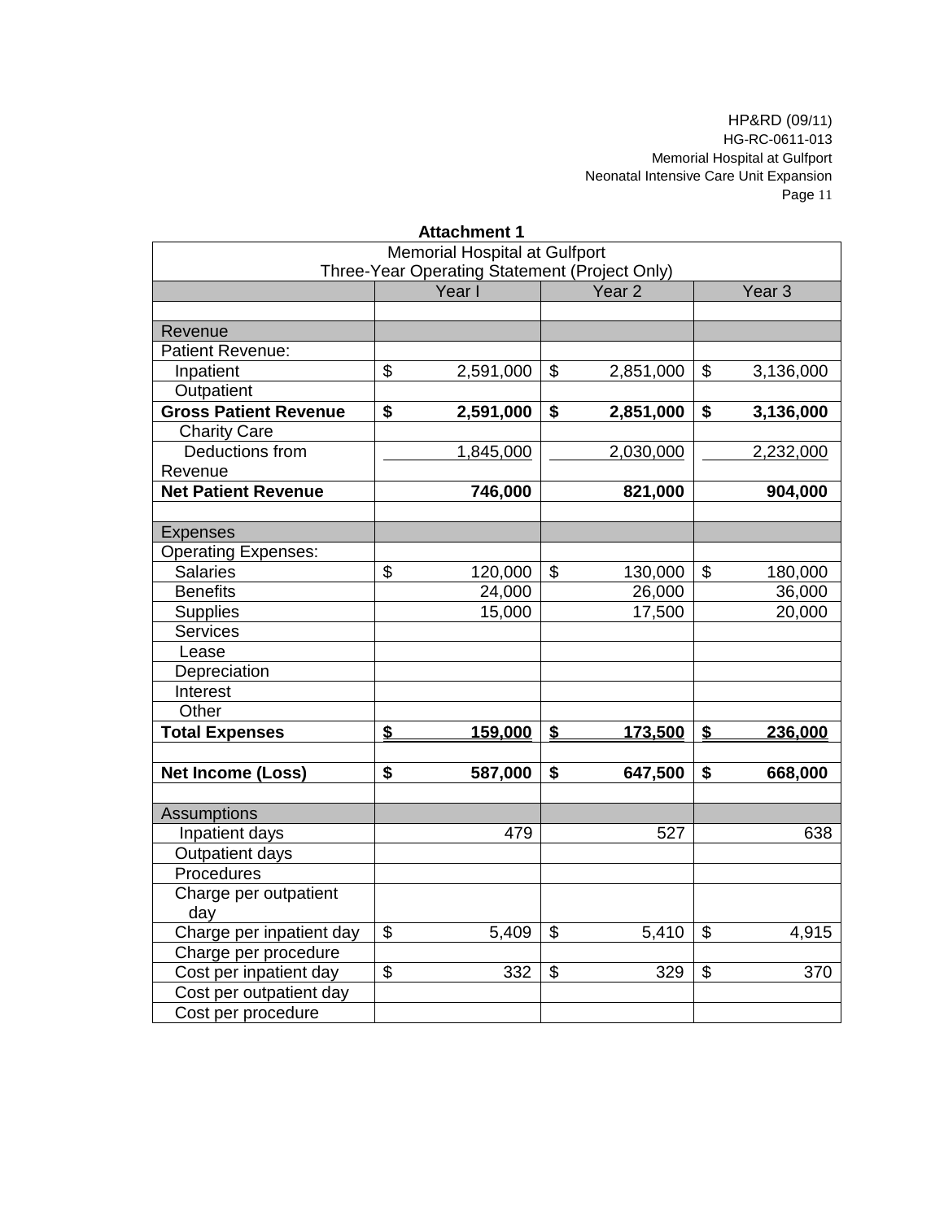**Attachment 1**

| Memorial Hospital at Gulfport<br>Three-Year Operating Statement (Project Only) | | | |
|---|---|---|---|
| | Year I | Year 2 | Year 3 |
| | | | |
| Revenue | | | |
| Patient Revenue: | | | |
| Inpatient | $ 2,591,000 | $ 2,851,000 | $ 3,136,000 |
| Outpatient | | | |
| **Gross Patient Revenue** | **$ 2,591,000** | **$ 2,851,000** | **$ 3,136,000** |
| Charity Care | | | |
| Deductions from Revenue | 1,845,000 | 2,030,000 | 2,232,000 |
| **Net Patient Revenue** | **746,000** | **821,000** | **904,000** |
| | | | |
| Expenses | | | |
| Operating Expenses: | | | |
| Salaries | $ 120,000 | $ 130,000 | $ 180,000 |
| Benefits | 24,000 | 26,000 | 36,000 |
| Supplies | 15,000 | 17,500 | 20,000 |
| Services | | | |
| Lease | | | |
| Depreciation | | | |
| Interest | | | |
| Other | | | |
| **Total Expenses** | **$ 159,000** | **$ 173,500** | **$ 236,000** |
| | | | |
| **Net Income (Loss)** | **$ 587,000** | **$ 647,500** | **$ 668,000** |
| | | | |
| Assumptions | | | |
| Inpatient days | 479 | 527 | 638 |
| Outpatient days | | | |
| Procedures | | | |
| Charge per outpatient day | | | |
| Charge per inpatient day | $ 5,409 | $ 5,410 | $ 4,915 |
| Charge per procedure | | | |
| Cost per inpatient day | $ 332 | $ 329 | $ 370 |
| Cost per outpatient day | | | |
| Cost per procedure | | | |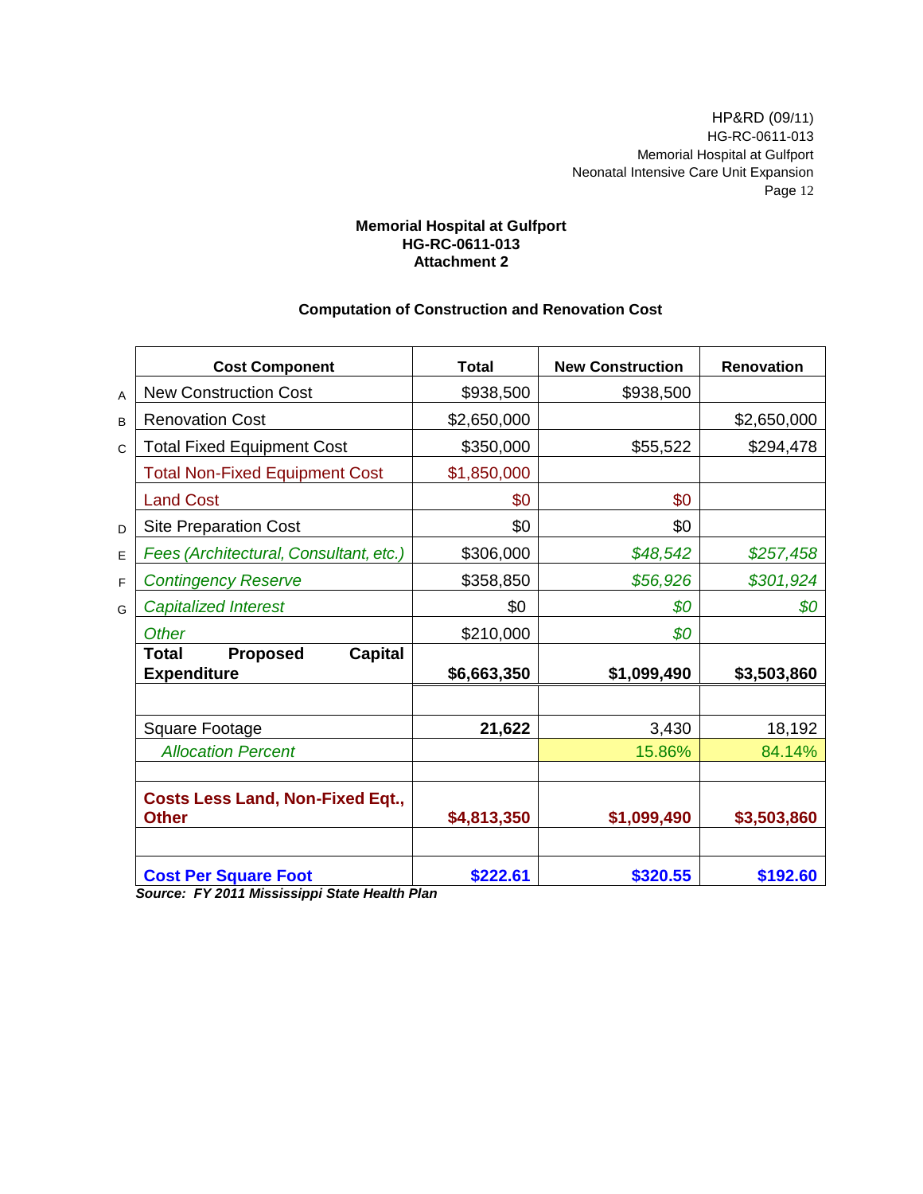**Memorial Hospital at Gulfport**
**HG-RC-0611-013**
**Attachment 2**

**Computation of Construction and Renovation Cost**

| | Cost Component | Total | New Construction | Renovation |
|---|---|---|---|---|
| A | New Construction Cost | $938,500 | $938,500 | |
| B | Renovation Cost | $2,650,000 | | $2,650,000 |
| C | Total Fixed Equipment Cost | $350,000 | $55,522 | $294,478 |
| | Total Non-Fixed Equipment Cost | $1,850,000 | | |
| | Land Cost | $0 | $0 | |
| D | Site Preparation Cost | $0 | $0 | |
| E | *Fees (Architectural, Consultant, etc.)* | $306,000 | *$48,542* | *$257,458* |
| F | *Contingency Reserve* | $358,850 | *$56,926* | *$301,924* |
| G | *Capitalized Interest* | $0 | *$0* | *$0* |
| | *Other* | $210,000 | *$0* | |
| | **Total Proposed Capital Expenditure** | **$6,663,350** | **$1,099,490** | **$3,503,860** |
| | | | | |
| | Square Footage | **21,622** | 3,430 | 18,192 |
| | *Allocation Percent* | | 15.86% | 84.14% |
| | | | | |
| | **Costs Less Land, Non-Fixed Eqt., Other** | **$4,813,350** | **$1,099,490** | **$3,503,860** |
| | | | | |
| | **Cost Per Square Foot** | **$222.61** | **$320.55** | **$192.60** |

***Source: FY 2011 Mississippi State Health Plan***